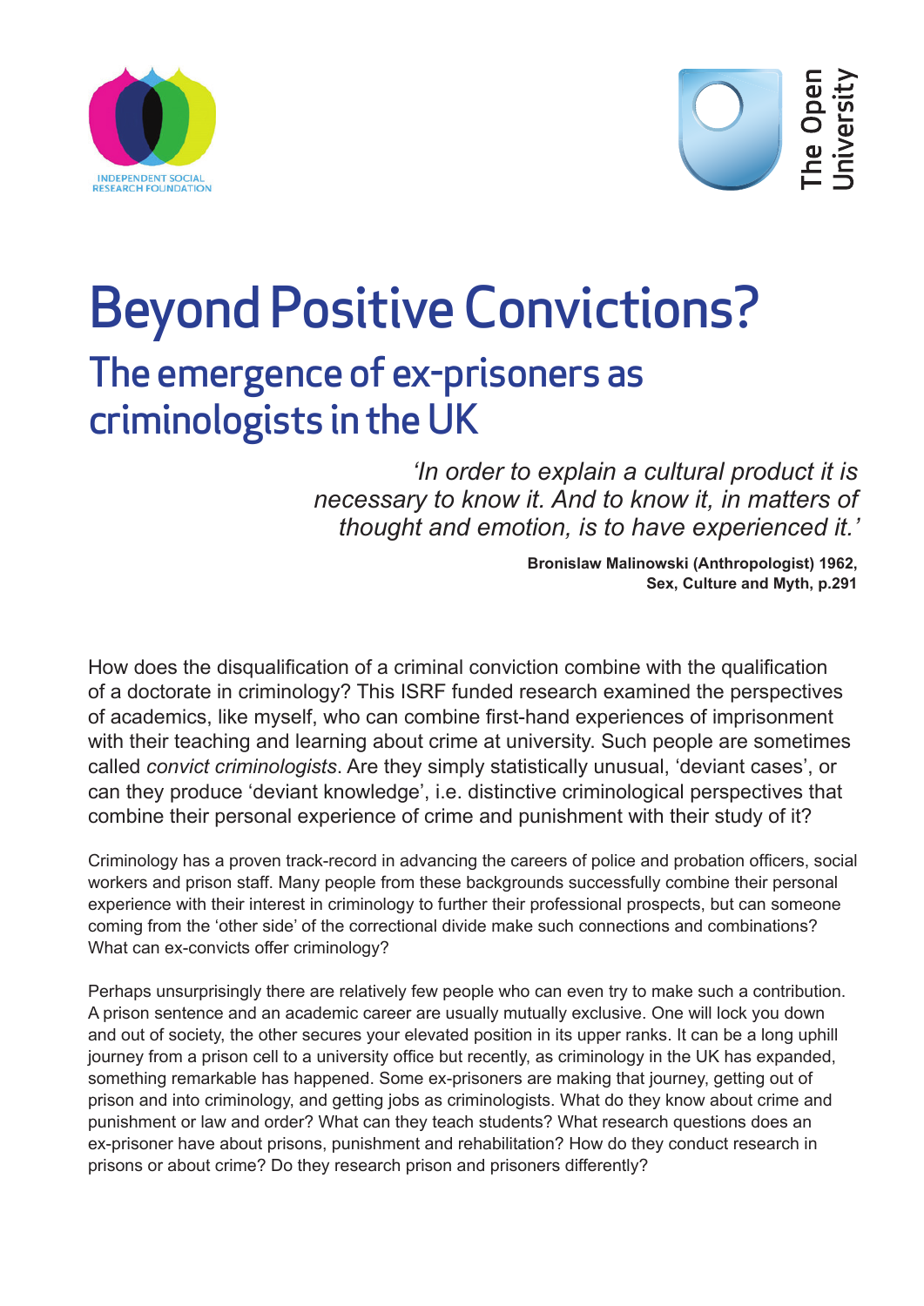INDEPENDENT SOCIAL RESEARCH FOUNDATION

The Open University

# Beyond Positive Convictions?

## The emergence of ex-prisoners as criminologists in the UK

> *'In order to explain a cultural product it is necessary to know it. And to know it, in matters of thought and emotion, is to have experienced it.'*
>
> **Bronislaw Malinowski (Anthropologist) 1962, Sex, Culture and Myth, p.291**

How does the disqualification of a criminal conviction combine with the qualification of a doctorate in criminology? This ISRF funded research examined the perspectives of academics, like myself, who can combine first-hand experiences of imprisonment with their teaching and learning about crime at university. Such people are sometimes called *convict criminologists*. Are they simply statistically unusual, 'deviant cases', or can they produce 'deviant knowledge', i.e. distinctive criminological perspectives that combine their personal experience of crime and punishment with their study of it?

Criminology has a proven track-record in advancing the careers of police and probation officers, social workers and prison staff. Many people from these backgrounds successfully combine their personal experience with their interest in criminology to further their professional prospects, but can someone coming from the 'other side' of the correctional divide make such connections and combinations? What can ex-convicts offer criminology?

Perhaps unsurprisingly there are relatively few people who can even try to make such a contribution. A prison sentence and an academic career are usually mutually exclusive. One will lock you down and out of society, the other secures your elevated position in its upper ranks. It can be a long uphill journey from a prison cell to a university office but recently, as criminology in the UK has expanded, something remarkable has happened. Some ex-prisoners are making that journey, getting out of prison and into criminology, and getting jobs as criminologists. What do they know about crime and punishment or law and order? What can they teach students? What research questions does an ex-prisoner have about prisons, punishment and rehabilitation? How do they conduct research in prisons or about crime? Do they research prison and prisoners differently?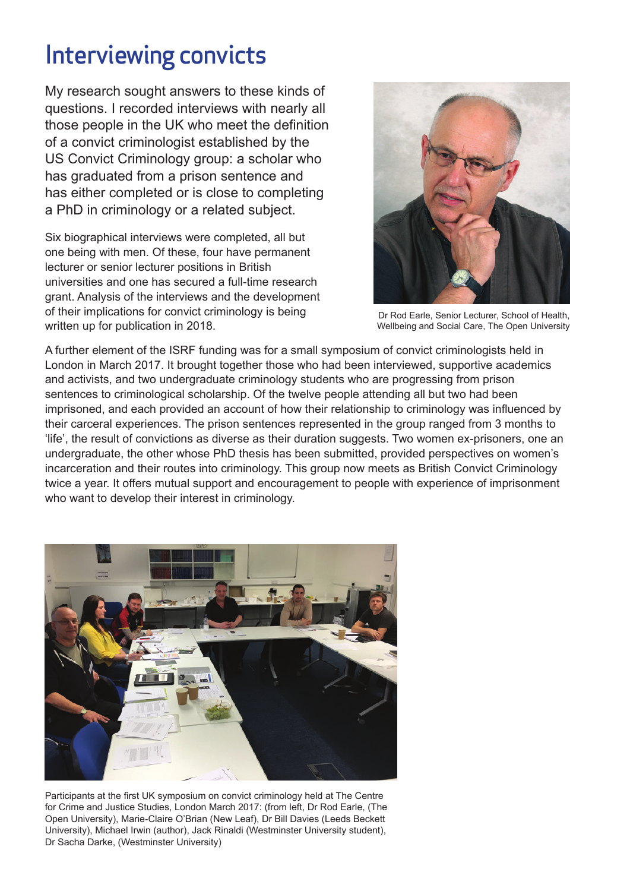# Interviewing convicts

My research sought answers to these kinds of questions. I recorded interviews with nearly all those people in the UK who meet the definition of a convict criminologist established by the US Convict Criminology group: a scholar who has graduated from a prison sentence and has either completed or is close to completing a PhD in criminology or a related subject.

Six biographical interviews were completed, all but one being with men. Of these, four have permanent lecturer or senior lecturer positions in British universities and one has secured a full-time research grant. Analysis of the interviews and the development of their implications for convict criminology is being written up for publication in 2018.

Dr Rod Earle, Senior Lecturer, School of Health, Wellbeing and Social Care, The Open University

A further element of the ISRF funding was for a small symposium of convict criminologists held in London in March 2017. It brought together those who had been interviewed, supportive academics and activists, and two undergraduate criminology students who are progressing from prison sentences to criminological scholarship. Of the twelve people attending all but two had been imprisoned, and each provided an account of how their relationship to criminology was influenced by their carceral experiences. The prison sentences represented in the group ranged from 3 months to 'life', the result of convictions as diverse as their duration suggests. Two women ex-prisoners, one an undergraduate, the other whose PhD thesis has been submitted, provided perspectives on women's incarceration and their routes into criminology. This group now meets as British Convict Criminology twice a year. It offers mutual support and encouragement to people with experience of imprisonment who want to develop their interest in criminology.

Participants at the first UK symposium on convict criminology held at The Centre for Crime and Justice Studies, London March 2017: (from left, Dr Rod Earle, (The Open University), Marie-Claire O'Brian (New Leaf), Dr Bill Davies (Leeds Beckett University), Michael Irwin (author), Jack Rinaldi (Westminster University student), Dr Sacha Darke, (Westminster University)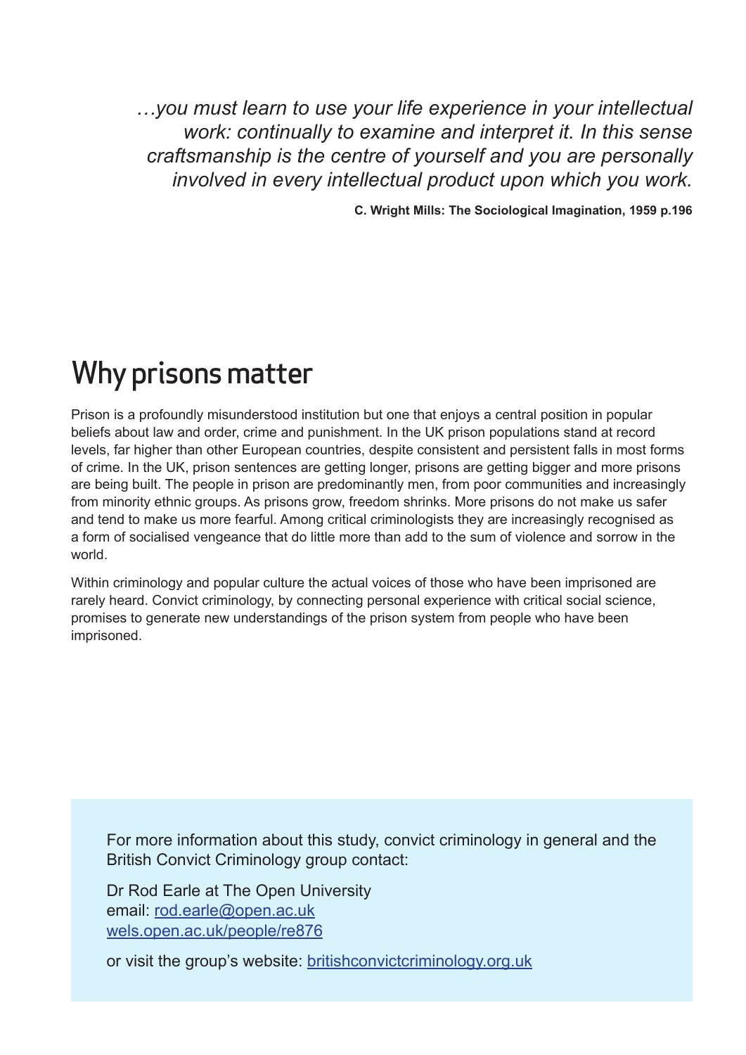*…you must learn to use your life experience in your intellectual work: continually to examine and interpret it. In this sense craftsmanship is the centre of yourself and you are personally involved in every intellectual product upon which you work.*

**C. Wright Mills: The Sociological Imagination, 1959 p.196**

# Why prisons matter

Prison is a profoundly misunderstood institution but one that enjoys a central position in popular beliefs about law and order, crime and punishment. In the UK prison populations stand at record levels, far higher than other European countries, despite consistent and persistent falls in most forms of crime. In the UK, prison sentences are getting longer, prisons are getting bigger and more prisons are being built. The people in prison are predominantly men, from poor communities and increasingly from minority ethnic groups. As prisons grow, freedom shrinks. More prisons do not make us safer and tend to make us more fearful. Among critical criminologists they are increasingly recognised as a form of socialised vengeance that do little more than add to the sum of violence and sorrow in the world.

Within criminology and popular culture the actual voices of those who have been imprisoned are rarely heard. Convict criminology, by connecting personal experience with critical social science, promises to generate new understandings of the prison system from people who have been imprisoned.

For more information about this study, convict criminology in general and the British Convict Criminology group contact:

Dr Rod Earle at The Open University
email: [rod.earle@open.ac.uk](mailto:rod.earle@open.ac.uk)
[wels.open.ac.uk/people/re876](http://wels.open.ac.uk/people/re876)

or visit the group's website: [britishconvictcriminology.org.uk](http://britishconvictcriminology.org.uk)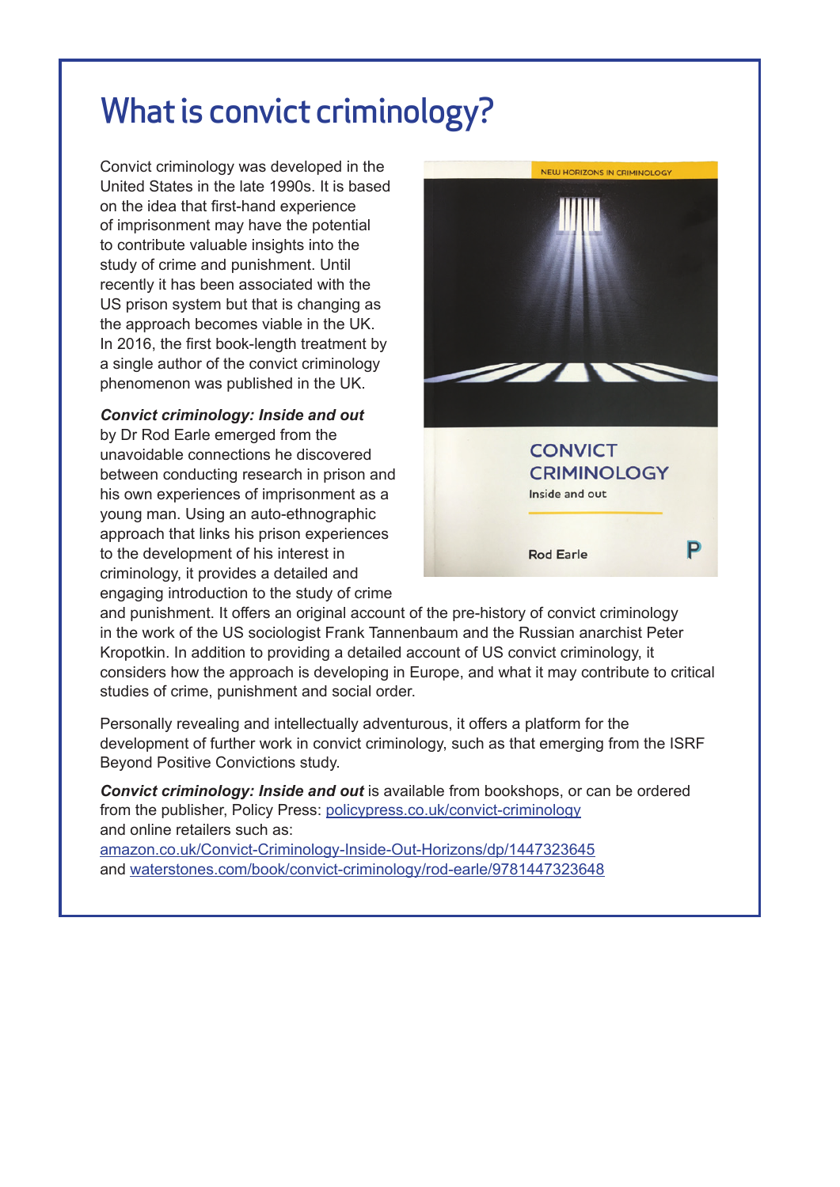# What is convict criminology?

Convict criminology was developed in the United States in the late 1990s. It is based on the idea that first-hand experience of imprisonment may have the potential to contribute valuable insights into the study of crime and punishment. Until recently it has been associated with the US prison system but that is changing as the approach becomes viable in the UK. In 2016, the first book-length treatment by a single author of the convict criminology phenomenon was published in the UK.

***Convict criminology: Inside and out*** by Dr Rod Earle emerged from the unavoidable connections he discovered between conducting research in prison and his own experiences of imprisonment as a young man. Using an auto-ethnographic approach that links his prison experiences to the development of his interest in criminology, it provides a detailed and engaging introduction to the study of crime and punishment. It offers an original account of the pre-history of convict criminology in the work of the US sociologist Frank Tannenbaum and the Russian anarchist Peter Kropotkin. In addition to providing a detailed account of US convict criminology, it considers how the approach is developing in Europe, and what it may contribute to critical studies of crime, punishment and social order.

Personally revealing and intellectually adventurous, it offers a platform for the development of further work in convict criminology, such as that emerging from the ISRF Beyond Positive Convictions study.

***Convict criminology: Inside and out*** is available from bookshops, or can be ordered from the publisher, Policy Press: policypress.co.uk/convict-criminology and online retailers such as: amazon.co.uk/Convict-Criminology-Inside-Out-Horizons/dp/1447323645 and waterstones.com/book/convict-criminology/rod-earle/9781447323648